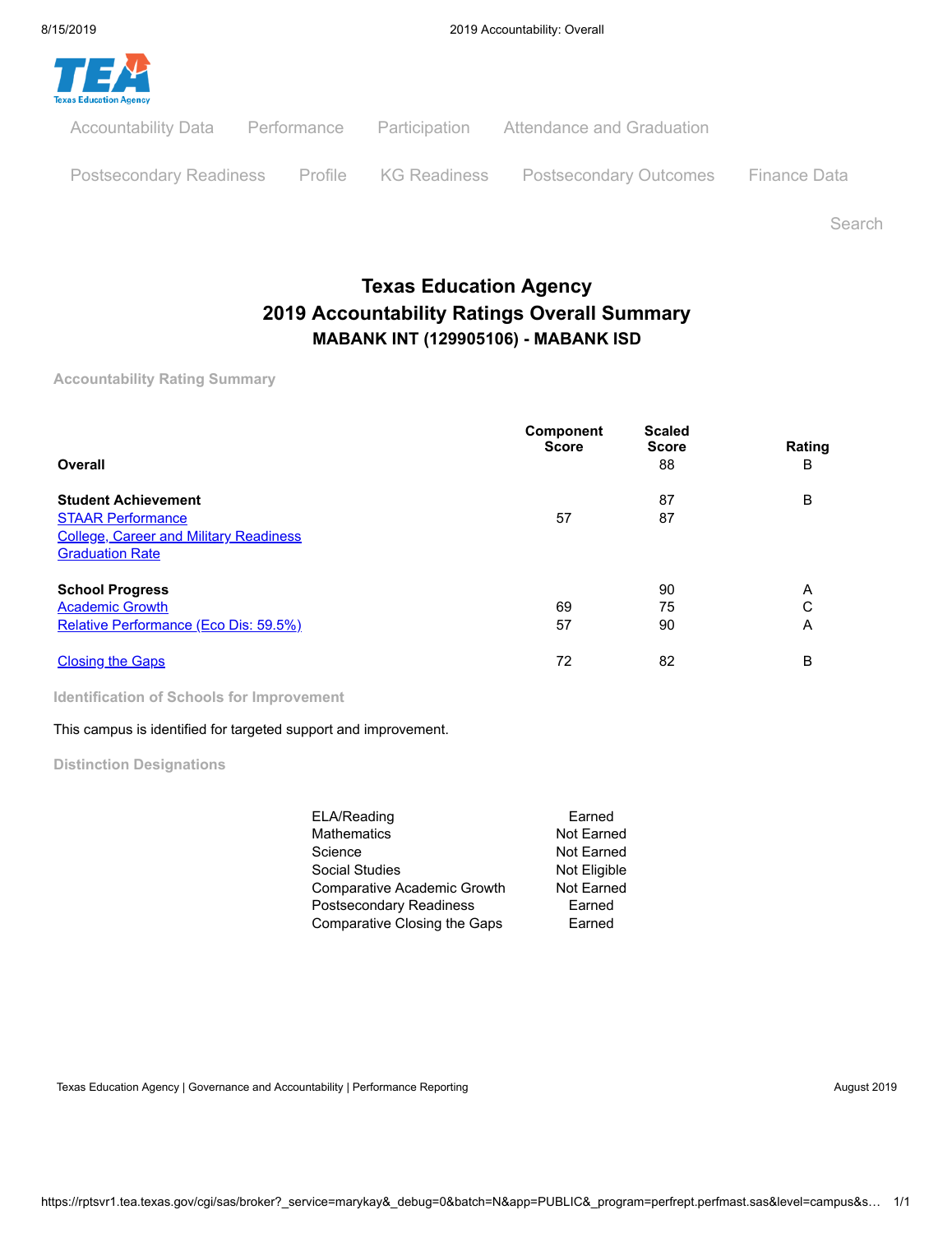Accountability Data | Performance | Participation | Attendance and Graduation

Postsecondary Readiness | Profile | KG Readiness | Postsecondary Outcomes | Finance Data

Search

# Texas Education Agency
## 2019 Accountability Ratings Overall Summary
### MABANK INT (129905106) - MABANK ISD

#### Accountability Rating Summary

| | Component Score | Scaled Score | Rating |
|---|---|---|---|
| **Overall** | | 88 | B |
| | | | |
| **Student Achievement** | | 87 | B |
| STAAR Performance | 57 | 87 | |
| College, Career and Military Readiness | | | |
| Graduation Rate | | | |
| | | | |
| **School Progress** | | 90 | A |
| Academic Growth | 69 | 75 | C |
| Relative Performance (Eco Dis: 59.5%) | 57 | 90 | A |
| | | | |
| Closing the Gaps | 72 | 82 | B |

#### Identification of Schools for Improvement

This campus is identified for targeted support and improvement.

#### Distinction Designations

| | |
|---|---|
| ELA/Reading | Earned |
| Mathematics | Not Earned |
| Science | Not Earned |
| Social Studies | Not Eligible |
| Comparative Academic Growth | Not Earned |
| Postsecondary Readiness | Earned |
| Comparative Closing the Gaps | Earned |

Texas Education Agency | Governance and Accountability | Performance Reporting

August 2019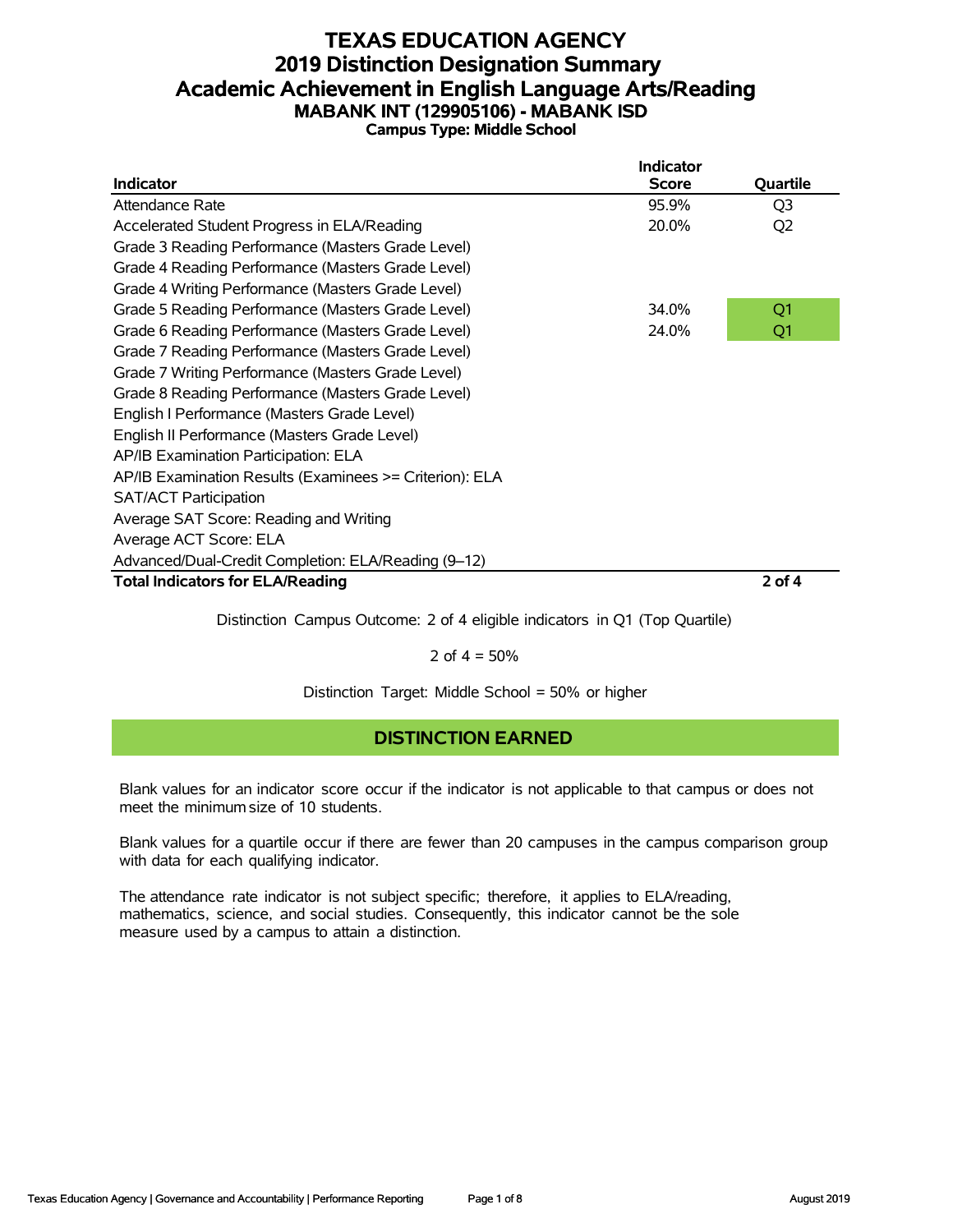# TEXAS EDUCATION AGENCY
## 2019 Distinction Designation Summary
## Academic Achievement in English Language Arts/Reading
### MABANK INT (129905106) - MABANK ISD
**Campus Type: Middle School**

| Indicator | Indicator Score | Quartile |
|---|---|---|
| Attendance Rate | 95.9% | Q3 |
| Accelerated Student Progress in ELA/Reading | 20.0% | Q2 |
| Grade 3 Reading Performance (Masters Grade Level) | | |
| Grade 4 Reading Performance (Masters Grade Level) | | |
| Grade 4 Writing Performance (Masters Grade Level) | | |
| Grade 5 Reading Performance (Masters Grade Level) | 34.0% | Q1 |
| Grade 6 Reading Performance (Masters Grade Level) | 24.0% | Q1 |
| Grade 7 Reading Performance (Masters Grade Level) | | |
| Grade 7 Writing Performance (Masters Grade Level) | | |
| Grade 8 Reading Performance (Masters Grade Level) | | |
| English I Performance (Masters Grade Level) | | |
| English II Performance (Masters Grade Level) | | |
| AP/IB Examination Participation: ELA | | |
| AP/IB Examination Results (Examinees >= Criterion): ELA | | |
| SAT/ACT Participation | | |
| Average SAT Score: Reading and Writing | | |
| Average ACT Score: ELA | | |
| Advanced/Dual-Credit Completion: ELA/Reading (9–12) | | |
| **Total Indicators for ELA/Reading** | | **2 of 4** |

Distinction Campus Outcome: 2 of 4 eligible indicators in Q1 (Top Quartile)

2 of 4 = 50%

Distinction Target: Middle School = 50% or higher

**DISTINCTION EARNED**

Blank values for an indicator score occur if the indicator is not applicable to that campus or does not meet the minimum size of 10 students.

Blank values for a quartile occur if there are fewer than 20 campuses in the campus comparison group with data for each qualifying indicator.

The attendance rate indicator is not subject specific; therefore, it applies to ELA/reading, mathematics, science, and social studies. Consequently, this indicator cannot be the sole measure used by a campus to attain a distinction.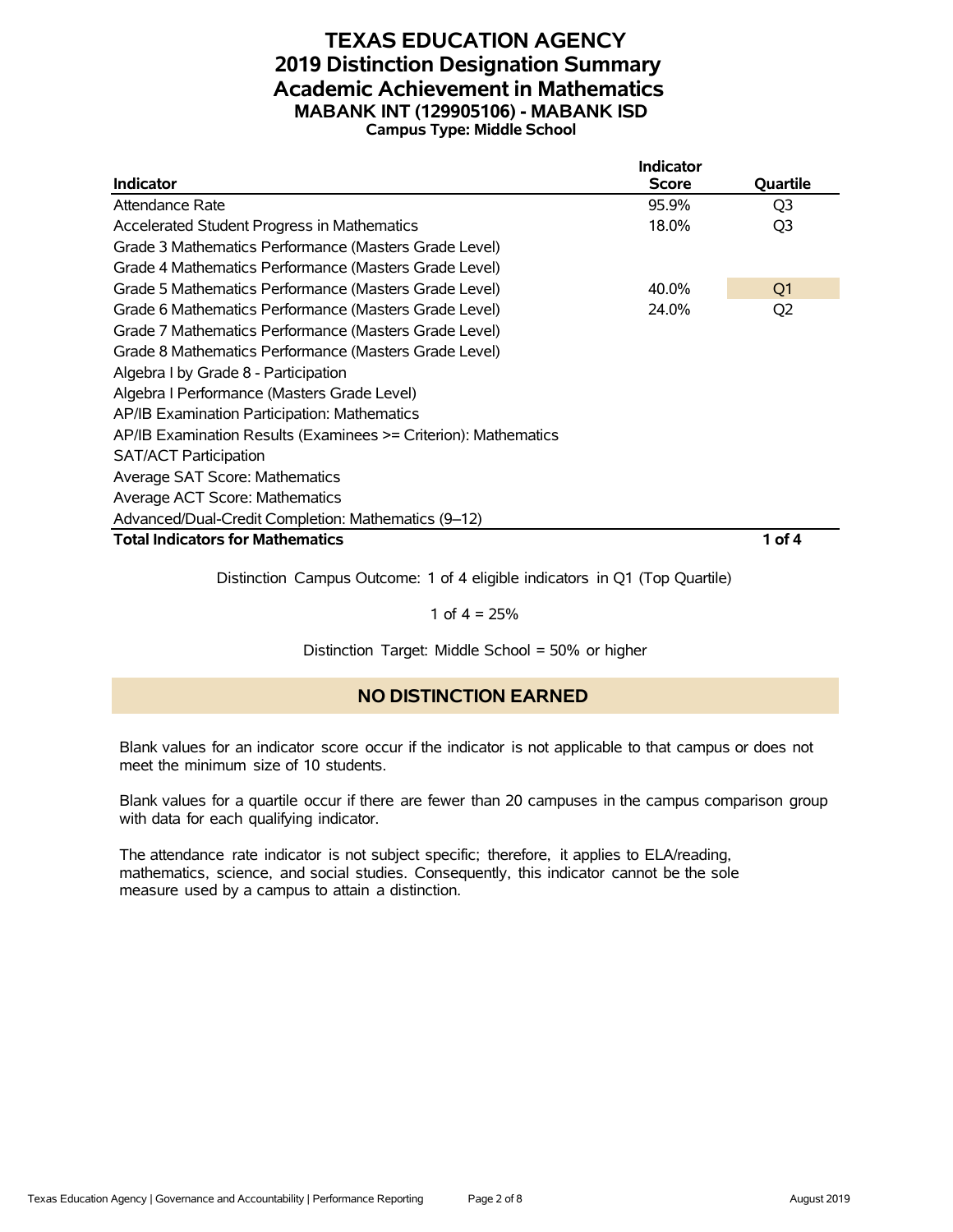# TEXAS EDUCATION AGENCY
## 2019 Distinction Designation Summary
## Academic Achievement in Mathematics
### MABANK INT (129905106) - MABANK ISD
**Campus Type: Middle School**

| Indicator | Indicator Score | Quartile |
|---|---|---|
| Attendance Rate | 95.9% | Q3 |
| Accelerated Student Progress in Mathematics | 18.0% | Q3 |
| Grade 3 Mathematics Performance (Masters Grade Level) | | |
| Grade 4 Mathematics Performance (Masters Grade Level) | | |
| Grade 5 Mathematics Performance (Masters Grade Level) | 40.0% | Q1 |
| Grade 6 Mathematics Performance (Masters Grade Level) | 24.0% | Q2 |
| Grade 7 Mathematics Performance (Masters Grade Level) | | |
| Grade 8 Mathematics Performance (Masters Grade Level) | | |
| Algebra I by Grade 8 - Participation | | |
| Algebra I Performance (Masters Grade Level) | | |
| AP/IB Examination Participation: Mathematics | | |
| AP/IB Examination Results (Examinees >= Criterion): Mathematics | | |
| SAT/ACT Participation | | |
| Average SAT Score: Mathematics | | |
| Average ACT Score: Mathematics | | |
| Advanced/Dual-Credit Completion: Mathematics (9–12) | | |
| **Total Indicators for Mathematics** | | **1 of 4** |

Distinction Campus Outcome: 1 of 4 eligible indicators in Q1 (Top Quartile)

1 of 4 = 25%

Distinction Target: Middle School = 50% or higher

## NO DISTINCTION EARNED

Blank values for an indicator score occur if the indicator is not applicable to that campus or does not meet the minimum size of 10 students.

Blank values for a quartile occur if there are fewer than 20 campuses in the campus comparison group with data for each qualifying indicator.

The attendance rate indicator is not subject specific; therefore, it applies to ELA/reading, mathematics, science, and social studies. Consequently, this indicator cannot be the sole measure used by a campus to attain a distinction.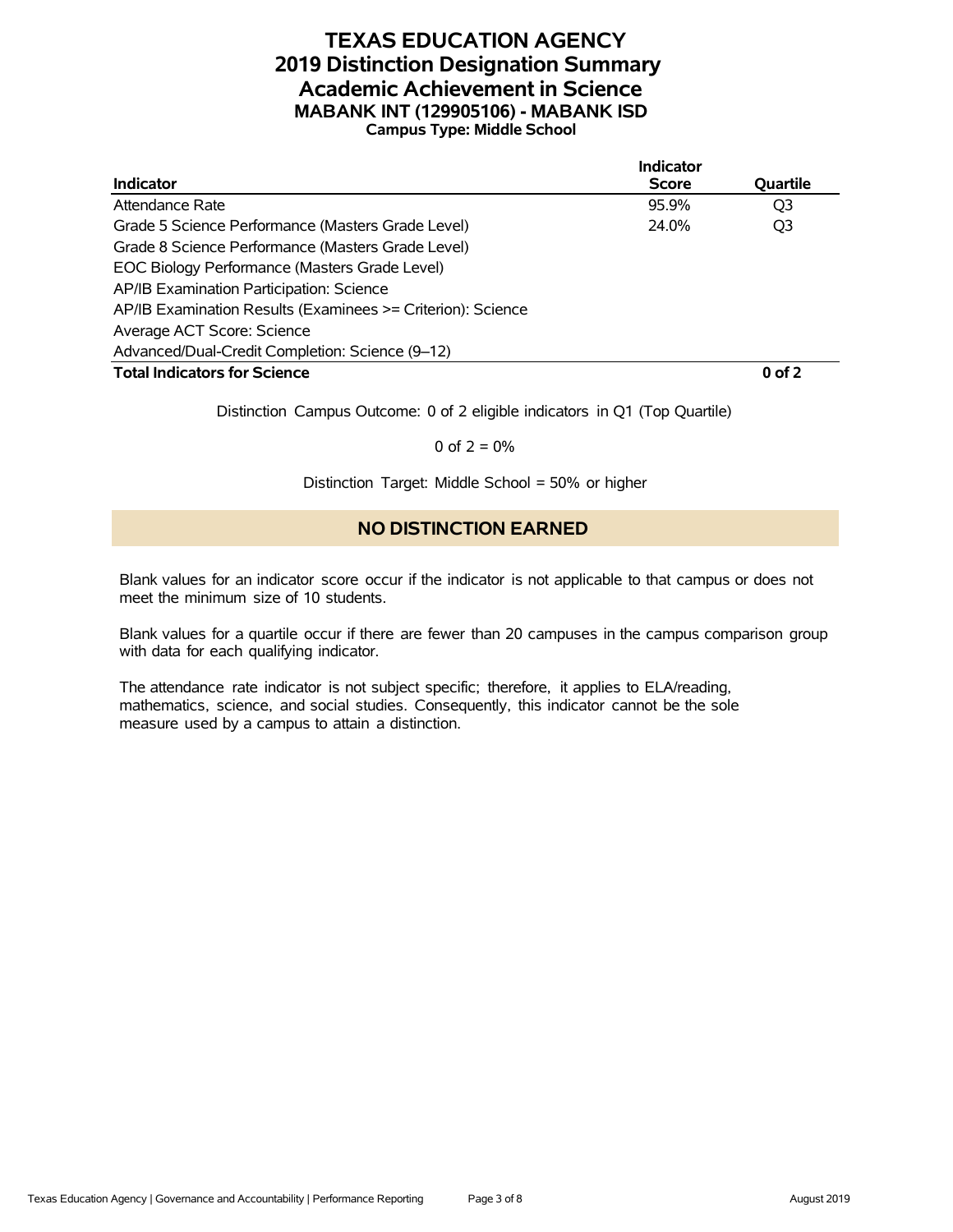# TEXAS EDUCATION AGENCY
# 2019 Distinction Designation Summary
# Academic Achievement in Science
## MABANK INT (129905106) - MABANK ISD
### Campus Type: Middle School

| Indicator | Indicator Score | Quartile |
|---|---|---|
| Attendance Rate | 95.9% | Q3 |
| Grade 5 Science Performance (Masters Grade Level) | 24.0% | Q3 |
| Grade 8 Science Performance (Masters Grade Level) | | |
| EOC Biology Performance (Masters Grade Level) | | |
| AP/IB Examination Participation: Science | | |
| AP/IB Examination Results (Examinees >= Criterion): Science | | |
| Average ACT Score: Science | | |
| Advanced/Dual-Credit Completion: Science (9–12) | | |
| **Total Indicators for Science** | | **0 of 2** |

Distinction Campus Outcome: 0 of 2 eligible indicators in Q1 (Top Quartile)

0 of 2 = 0%

Distinction Target: Middle School = 50% or higher

## NO DISTINCTION EARNED

Blank values for an indicator score occur if the indicator is not applicable to that campus or does not meet the minimum size of 10 students.

Blank values for a quartile occur if there are fewer than 20 campuses in the campus comparison group with data for each qualifying indicator.

The attendance rate indicator is not subject specific; therefore, it applies to ELA/reading, mathematics, science, and social studies. Consequently, this indicator cannot be the sole measure used by a campus to attain a distinction.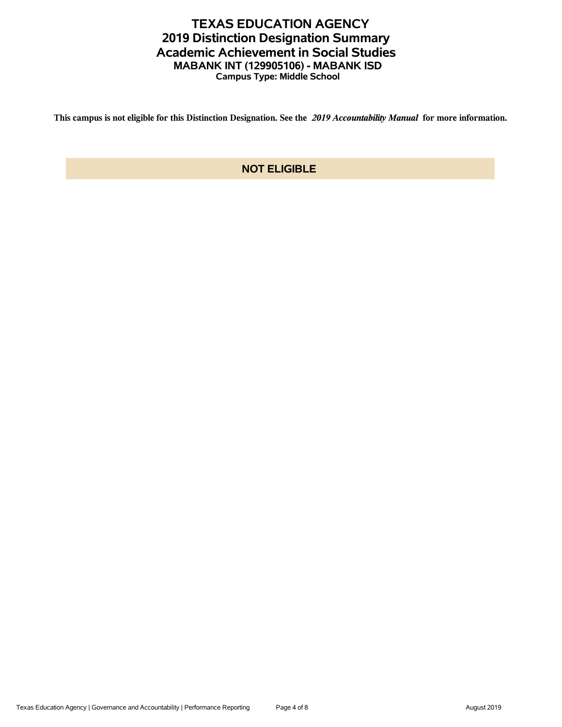# TEXAS EDUCATION AGENCY
## 2019 Distinction Designation Summary
## Academic Achievement in Social Studies
### MABANK INT (129905106) - MABANK ISD
**Campus Type: Middle School**

**This campus is not eligible for this Distinction Designation. See the *2019 Accountability Manual* for more information.**

**NOT ELIGIBLE**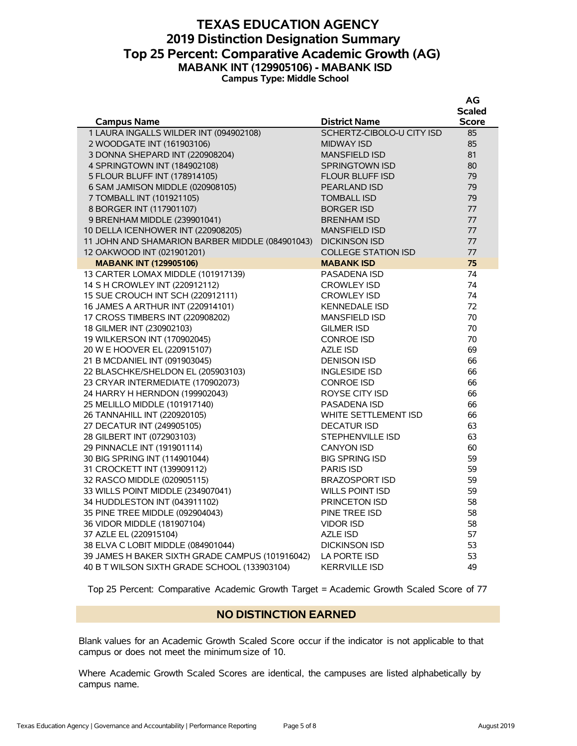# TEXAS EDUCATION AGENCY
## 2019 Distinction Designation Summary
## Top 25 Percent: Comparative Academic Growth (AG)
### MABANK INT (129905106) - MABANK ISD
**Campus Type: Middle School**

| Campus Name | District Name | AG Scaled Score |
|---|---|---|
| 1 LAURA INGALLS WILDER INT (094902108) | SCHERTZ-CIBOLO-U CITY ISD | 85 |
| 2 WOODGATE INT (161903106) | MIDWAY ISD | 85 |
| 3 DONNA SHEPARD INT (220908204) | MANSFIELD ISD | 81 |
| 4 SPRINGTOWN INT (184902108) | SPRINGTOWN ISD | 80 |
| 5 FLOUR BLUFF INT (178914105) | FLOUR BLUFF ISD | 79 |
| 6 SAM JAMISON MIDDLE (020908105) | PEARLAND ISD | 79 |
| 7 TOMBALL INT (101921105) | TOMBALL ISD | 79 |
| 8 BORGER INT (117901107) | BORGER ISD | 77 |
| 9 BRENHAM MIDDLE (239901041) | BRENHAM ISD | 77 |
| 10 DELLA ICENHOWER INT (220908205) | MANSFIELD ISD | 77 |
| 11 JOHN AND SHAMARION BARBER MIDDLE (084901043) | DICKINSON ISD | 77 |
| 12 OAKWOOD INT (021901201) | COLLEGE STATION ISD | 77 |
| **MABANK INT (129905106)** | **MABANK ISD** | **75** |
| 13 CARTER LOMAX MIDDLE (101917139) | PASADENA ISD | 74 |
| 14 S H CROWLEY INT (220912112) | CROWLEY ISD | 74 |
| 15 SUE CROUCH INT SCH (220912111) | CROWLEY ISD | 74 |
| 16 JAMES A ARTHUR INT (220914101) | KENNEDALE ISD | 72 |
| 17 CROSS TIMBERS INT (220908202) | MANSFIELD ISD | 70 |
| 18 GILMER INT (230902103) | GILMER ISD | 70 |
| 19 WILKERSON INT (170902045) | CONROE ISD | 70 |
| 20 W E HOOVER EL (220915107) | AZLE ISD | 69 |
| 21 B MCDANIEL INT (091903045) | DENISON ISD | 66 |
| 22 BLASCHKE/SHELDON EL (205903103) | INGLESIDE ISD | 66 |
| 23 CRYAR INTERMEDIATE (170902073) | CONROE ISD | 66 |
| 24 HARRY H HERNDON (199902043) | ROYSE CITY ISD | 66 |
| 25 MELILLO MIDDLE (101917140) | PASADENA ISD | 66 |
| 26 TANNAHILL INT (220920105) | WHITE SETTLEMENT ISD | 66 |
| 27 DECATUR INT (249905105) | DECATUR ISD | 63 |
| 28 GILBERT INT (072903103) | STEPHENVILLE ISD | 63 |
| 29 PINNACLE INT (191901114) | CANYON ISD | 60 |
| 30 BIG SPRING INT (114901044) | BIG SPRING ISD | 59 |
| 31 CROCKETT INT (139909112) | PARIS ISD | 59 |
| 32 RASCO MIDDLE (020905115) | BRAZOSPORT ISD | 59 |
| 33 WILLS POINT MIDDLE (234907041) | WILLS POINT ISD | 59 |
| 34 HUDDLESTON INT (043911102) | PRINCETON ISD | 58 |
| 35 PINE TREE MIDDLE (092904043) | PINE TREE ISD | 58 |
| 36 VIDOR MIDDLE (181907104) | VIDOR ISD | 58 |
| 37 AZLE EL (220915104) | AZLE ISD | 57 |
| 38 ELVA C LOBIT MIDDLE (084901044) | DICKINSON ISD | 53 |
| 39 JAMES H BAKER SIXTH GRADE CAMPUS (101916042) | LA PORTE ISD | 53 |
| 40 B T WILSON SIXTH GRADE SCHOOL (133903104) | KERRVILLE ISD | 49 |

Top 25 Percent: Comparative Academic Growth Target = Academic Growth Scaled Score of 77

**NO DISTINCTION EARNED**

Blank values for an Academic Growth Scaled Score occur if the indicator is not applicable to that campus or does not meet the minimum size of 10.

Where Academic Growth Scaled Scores are identical, the campuses are listed alphabetically by campus name.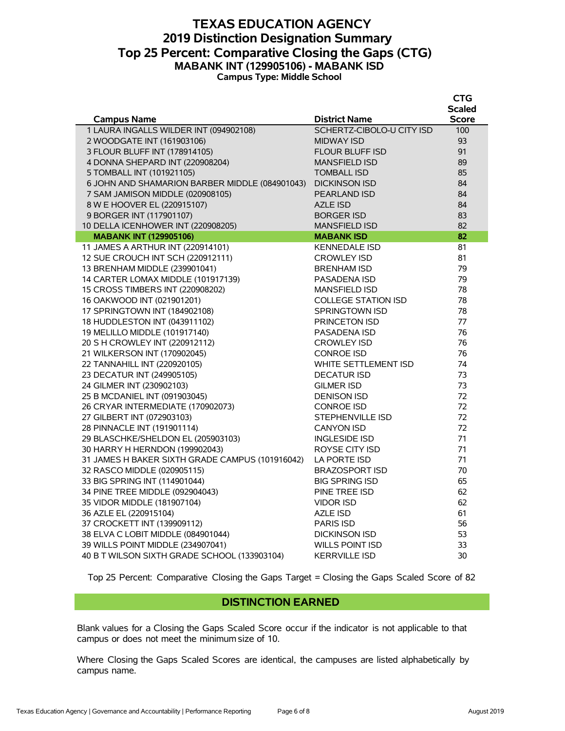# TEXAS EDUCATION AGENCY
## 2019 Distinction Designation Summary
## Top 25 Percent: Comparative Closing the Gaps (CTG)
### MABANK INT (129905106) - MABANK ISD
**Campus Type: Middle School**

| Campus Name | District Name | CTG Scaled Score |
|---|---|---|
| 1 LAURA INGALLS WILDER INT (094902108) | SCHERTZ-CIBOLO-U CITY ISD | 100 |
| 2 WOODGATE INT (161903106) | MIDWAY ISD | 93 |
| 3 FLOUR BLUFF INT (178914105) | FLOUR BLUFF ISD | 91 |
| 4 DONNA SHEPARD INT (220908204) | MANSFIELD ISD | 89 |
| 5 TOMBALL INT (101921105) | TOMBALL ISD | 85 |
| 6 JOHN AND SHAMARION BARBER MIDDLE (084901043) | DICKINSON ISD | 84 |
| 7 SAM JAMISON MIDDLE (020908105) | PEARLAND ISD | 84 |
| 8 W E HOOVER EL (220915107) | AZLE ISD | 84 |
| 9 BORGER INT (117901107) | BORGER ISD | 83 |
| 10 DELLA ICENHOWER INT (220908205) | MANSFIELD ISD | 82 |
| **MABANK INT (129905106)** | **MABANK ISD** | **82** |
| 11 JAMES A ARTHUR INT (220914101) | KENNEDALE ISD | 81 |
| 12 SUE CROUCH INT SCH (220912111) | CROWLEY ISD | 81 |
| 13 BRENHAM MIDDLE (239901041) | BRENHAM ISD | 79 |
| 14 CARTER LOMAX MIDDLE (101917139) | PASADENA ISD | 79 |
| 15 CROSS TIMBERS INT (220908202) | MANSFIELD ISD | 78 |
| 16 OAKWOOD INT (021901201) | COLLEGE STATION ISD | 78 |
| 17 SPRINGTOWN INT (184902108) | SPRINGTOWN ISD | 78 |
| 18 HUDDLESTON INT (043911102) | PRINCETON ISD | 77 |
| 19 MELILLO MIDDLE (101917140) | PASADENA ISD | 76 |
| 20 S H CROWLEY INT (220912112) | CROWLEY ISD | 76 |
| 21 WILKERSON INT (170902045) | CONROE ISD | 76 |
| 22 TANNAHILL INT (220920105) | WHITE SETTLEMENT ISD | 74 |
| 23 DECATUR INT (249905105) | DECATUR ISD | 73 |
| 24 GILMER INT (230902103) | GILMER ISD | 73 |
| 25 B MCDANIEL INT (091903045) | DENISON ISD | 72 |
| 26 CRYAR INTERMEDIATE (170902073) | CONROE ISD | 72 |
| 27 GILBERT INT (072903103) | STEPHENVILLE ISD | 72 |
| 28 PINNACLE INT (191901114) | CANYON ISD | 72 |
| 29 BLASCHKE/SHELDON EL (205903103) | INGLESIDE ISD | 71 |
| 30 HARRY H HERNDON (199902043) | ROYSE CITY ISD | 71 |
| 31 JAMES H BAKER SIXTH GRADE CAMPUS (101916042) | LA PORTE ISD | 71 |
| 32 RASCO MIDDLE (020905115) | BRAZOSPORT ISD | 70 |
| 33 BIG SPRING INT (114901044) | BIG SPRING ISD | 65 |
| 34 PINE TREE MIDDLE (092904043) | PINE TREE ISD | 62 |
| 35 VIDOR MIDDLE (181907104) | VIDOR ISD | 62 |
| 36 AZLE EL (220915104) | AZLE ISD | 61 |
| 37 CROCKETT INT (139909112) | PARIS ISD | 56 |
| 38 ELVA C LOBIT MIDDLE (084901044) | DICKINSON ISD | 53 |
| 39 WILLS POINT MIDDLE (234907041) | WILLS POINT ISD | 33 |
| 40 B T WILSON SIXTH GRADE SCHOOL (133903104) | KERRVILLE ISD | 30 |

Top 25 Percent: Comparative Closing the Gaps Target = Closing the Gaps Scaled Score of 82

## DISTINCTION EARNED

Blank values for a Closing the Gaps Scaled Score occur if the indicator is not applicable to that campus or does not meet the minimum size of 10.

Where Closing the Gaps Scaled Scores are identical, the campuses are listed alphabetically by campus name.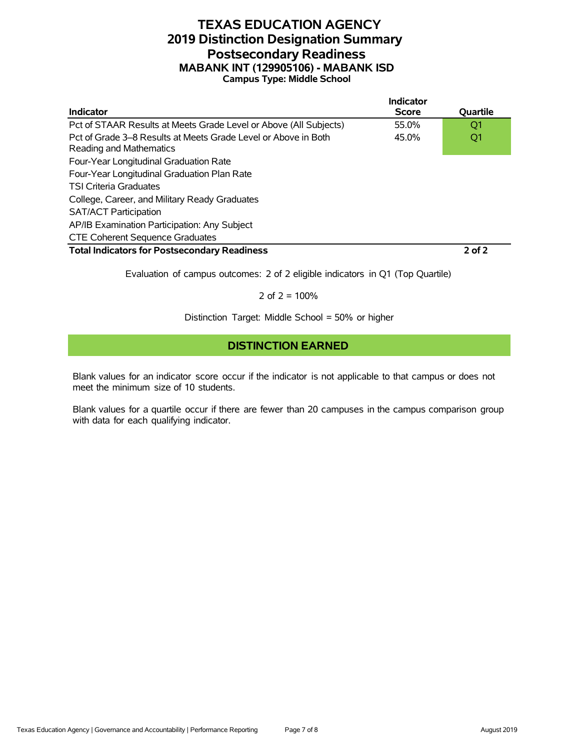# TEXAS EDUCATION AGENCY
# 2019 Distinction Designation Summary
# Postsecondary Readiness
## MABANK INT (129905106) - MABANK ISD
### Campus Type: Middle School

| Indicator | Indicator Score | Quartile |
|---|---|---|
| Pct of STAAR Results at Meets Grade Level or Above (All Subjects) | 55.0% | Q1 |
| Pct of Grade 3–8 Results at Meets Grade Level or Above in Both Reading and Mathematics | 45.0% | Q1 |
| Four-Year Longitudinal Graduation Rate | | |
| Four-Year Longitudinal Graduation Plan Rate | | |
| TSI Criteria Graduates | | |
| College, Career, and Military Ready Graduates | | |
| SAT/ACT Participation | | |
| AP/IB Examination Participation: Any Subject | | |
| CTE Coherent Sequence Graduates | | |
| **Total Indicators for Postsecondary Readiness** | | **2 of 2** |

Evaluation of campus outcomes: 2 of 2 eligible indicators in Q1 (Top Quartile)

2 of 2 = 100%

Distinction Target: Middle School = 50% or higher

**DISTINCTION EARNED**

Blank values for an indicator score occur if the indicator is not applicable to that campus or does not meet the minimum size of 10 students.

Blank values for a quartile occur if there are fewer than 20 campuses in the campus comparison group with data for each qualifying indicator.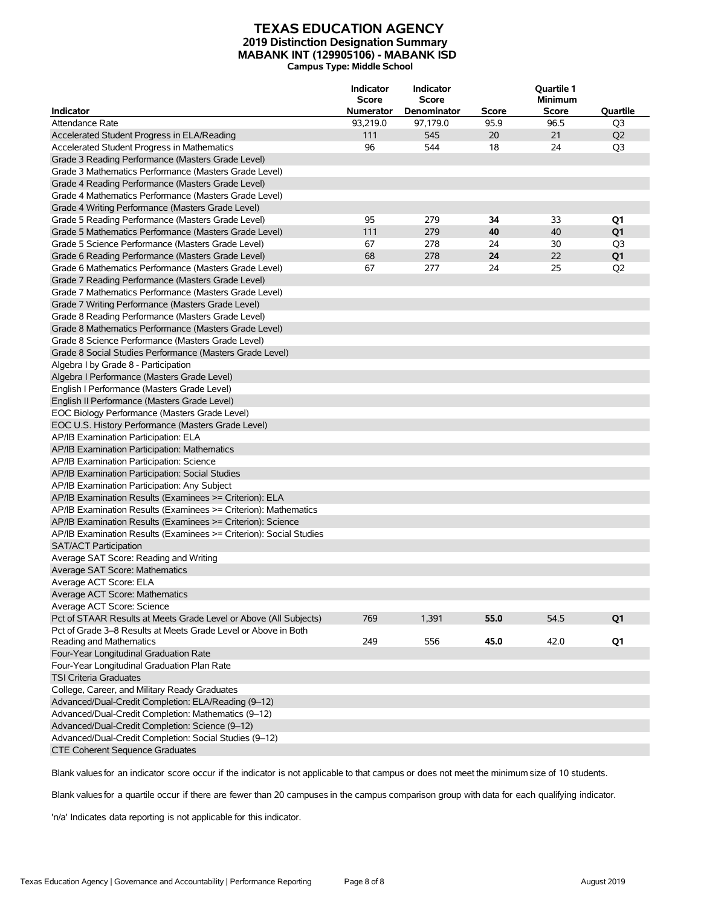# TEXAS EDUCATION AGENCY
## 2019 Distinction Designation Summary
## MABANK INT (129905106) - MABANK ISD
**Campus Type: Middle School**

| Indicator | Indicator Score Numerator | Indicator Score Denominator | Score | Quartile 1 Minimum Score | Quartile |
|---|---|---|---|---|---|
| Attendance Rate | 93,219.0 | 97,179.0 | 95.9 | 96.5 | Q3 |
| Accelerated Student Progress in ELA/Reading | 111 | 545 | 20 | 21 | Q2 |
| Accelerated Student Progress in Mathematics | 96 | 544 | 18 | 24 | Q3 |
| Grade 3 Reading Performance (Masters Grade Level) | | | | | |
| Grade 3 Mathematics Performance (Masters Grade Level) | | | | | |
| Grade 4 Reading Performance (Masters Grade Level) | | | | | |
| Grade 4 Mathematics Performance (Masters Grade Level) | | | | | |
| Grade 4 Writing Performance (Masters Grade Level) | | | | | |
| Grade 5 Reading Performance (Masters Grade Level) | 95 | 279 | **34** | 33 | **Q1** |
| Grade 5 Mathematics Performance (Masters Grade Level) | 111 | 279 | **40** | 40 | **Q1** |
| Grade 5 Science Performance (Masters Grade Level) | 67 | 278 | 24 | 30 | Q3 |
| Grade 6 Reading Performance (Masters Grade Level) | 68 | 278 | **24** | 22 | **Q1** |
| Grade 6 Mathematics Performance (Masters Grade Level) | 67 | 277 | 24 | 25 | Q2 |
| Grade 7 Reading Performance (Masters Grade Level) | | | | | |
| Grade 7 Mathematics Performance (Masters Grade Level) | | | | | |
| Grade 7 Writing Performance (Masters Grade Level) | | | | | |
| Grade 8 Reading Performance (Masters Grade Level) | | | | | |
| Grade 8 Mathematics Performance (Masters Grade Level) | | | | | |
| Grade 8 Science Performance (Masters Grade Level) | | | | | |
| Grade 8 Social Studies Performance (Masters Grade Level) | | | | | |
| Algebra I by Grade 8 - Participation | | | | | |
| Algebra I Performance (Masters Grade Level) | | | | | |
| English I Performance (Masters Grade Level) | | | | | |
| English II Performance (Masters Grade Level) | | | | | |
| EOC Biology Performance (Masters Grade Level) | | | | | |
| EOC U.S. History Performance (Masters Grade Level) | | | | | |
| AP/IB Examination Participation: ELA | | | | | |
| AP/IB Examination Participation: Mathematics | | | | | |
| AP/IB Examination Participation: Science | | | | | |
| AP/IB Examination Participation: Social Studies | | | | | |
| AP/IB Examination Participation: Any Subject | | | | | |
| AP/IB Examination Results (Examinees >= Criterion): ELA | | | | | |
| AP/IB Examination Results (Examinees >= Criterion): Mathematics | | | | | |
| AP/IB Examination Results (Examinees >= Criterion): Science | | | | | |
| AP/IB Examination Results (Examinees >= Criterion): Social Studies | | | | | |
| SAT/ACT Participation | | | | | |
| Average SAT Score: Reading and Writing | | | | | |
| Average SAT Score: Mathematics | | | | | |
| Average ACT Score: ELA | | | | | |
| Average ACT Score: Mathematics | | | | | |
| Average ACT Score: Science | | | | | |
| Pct of STAAR Results at Meets Grade Level or Above (All Subjects) | 769 | 1,391 | **55.0** | 54.5 | **Q1** |
| Pct of Grade 3–8 Results at Meets Grade Level or Above in Both Reading and Mathematics | 249 | 556 | **45.0** | 42.0 | **Q1** |
| Four-Year Longitudinal Graduation Rate | | | | | |
| Four-Year Longitudinal Graduation Plan Rate | | | | | |
| TSI Criteria Graduates | | | | | |
| College, Career, and Military Ready Graduates | | | | | |
| Advanced/Dual-Credit Completion: ELA/Reading (9–12) | | | | | |
| Advanced/Dual-Credit Completion: Mathematics (9–12) | | | | | |
| Advanced/Dual-Credit Completion: Science (9–12) | | | | | |
| Advanced/Dual-Credit Completion: Social Studies (9–12) | | | | | |
| CTE Coherent Sequence Graduates | | | | | |

Blank values for an indicator score occur if the indicator is not applicable to that campus or does not meet the minimum size of 10 students.

Blank values for a quartile occur if there are fewer than 20 campuses in the campus comparison group with data for each qualifying indicator.

'n/a' Indicates data reporting is not applicable for this indicator.